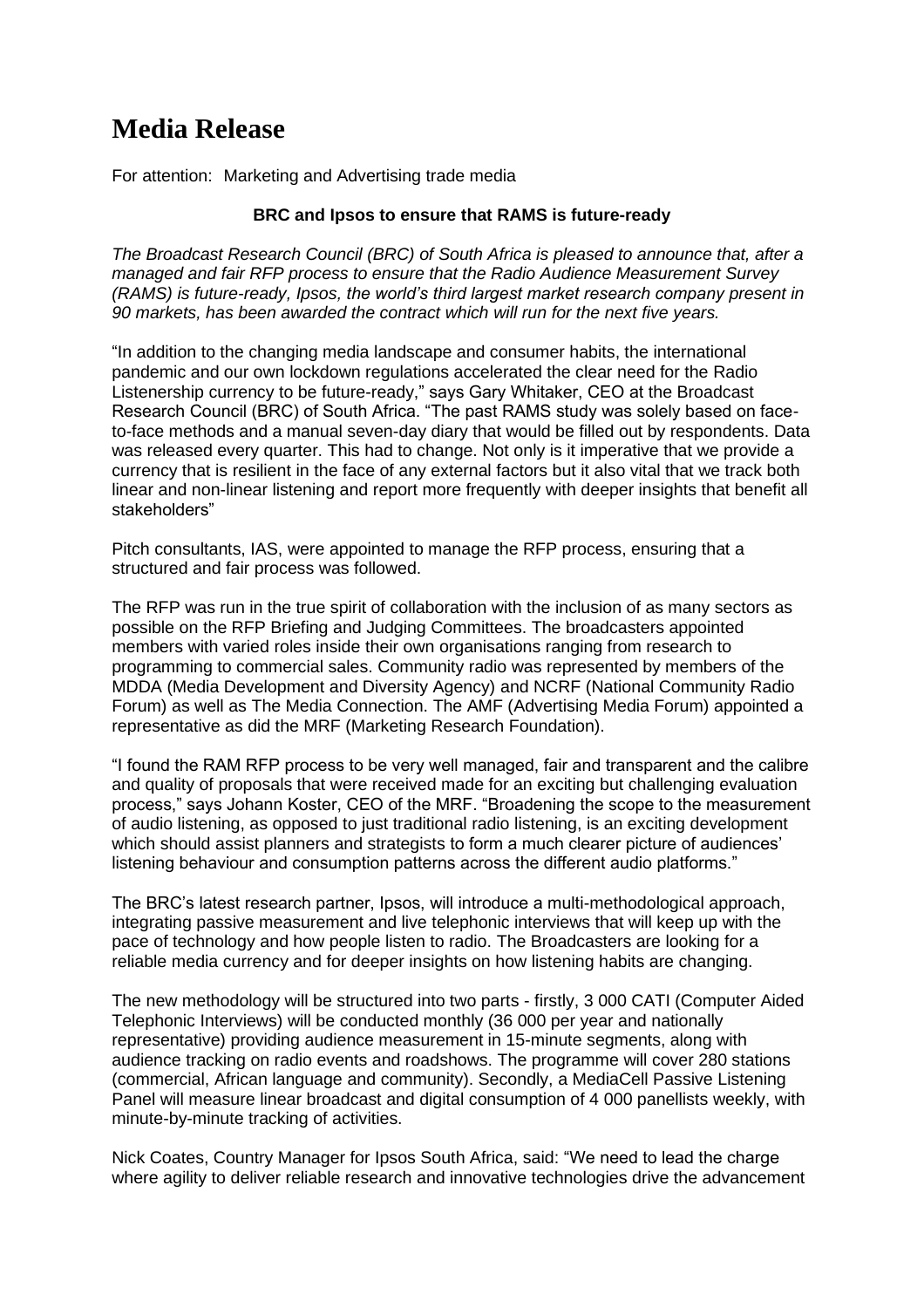# Media Release

For attention: Marketing and Advertising trade media

**BRC and Ipsos to ensure that RAMS is future-ready**

*The Broadcast Research Council (BRC) of South Africa is pleased to announce that, after a managed and fair RFP process to ensure that the Radio Audience Measurement Survey (RAMS) is future-ready, Ipsos, the world's third largest market research company present in 90 markets, has been awarded the contract which will run for the next five years.*

"In addition to the changing media landscape and consumer habits, the international pandemic and our own lockdown regulations accelerated the clear need for the Radio Listenership currency to be future-ready," says Gary Whitaker, CEO at the Broadcast Research Council (BRC) of South Africa. "The past RAMS study was solely based on face-to-face methods and a manual seven-day diary that would be filled out by respondents. Data was released every quarter. This had to change. Not only is it imperative that we provide a currency that is resilient in the face of any external factors but it also vital that we track both linear and non-linear listening and report more frequently with deeper insights that benefit all stakeholders"

Pitch consultants, IAS, were appointed to manage the RFP process, ensuring that a structured and fair process was followed.

The RFP was run in the true spirit of collaboration with the inclusion of as many sectors as possible on the RFP Briefing and Judging Committees. The broadcasters appointed members with varied roles inside their own organisations ranging from research to programming to commercial sales. Community radio was represented by members of the MDDA (Media Development and Diversity Agency) and NCRF (National Community Radio Forum) as well as The Media Connection. The AMF (Advertising Media Forum) appointed a representative as did the MRF (Marketing Research Foundation).

"I found the RAM RFP process to be very well managed, fair and transparent and the calibre and quality of proposals that were received made for an exciting but challenging evaluation process," says Johann Koster, CEO of the MRF. "Broadening the scope to the measurement of audio listening, as opposed to just traditional radio listening, is an exciting development which should assist planners and strategists to form a much clearer picture of audiences' listening behaviour and consumption patterns across the different audio platforms."

The BRC's latest research partner, Ipsos, will introduce a multi-methodological approach, integrating passive measurement and live telephonic interviews that will keep up with the pace of technology and how people listen to radio. The Broadcasters are looking for a reliable media currency and for deeper insights on how listening habits are changing.

The new methodology will be structured into two parts - firstly, 3 000 CATI (Computer Aided Telephonic Interviews) will be conducted monthly (36 000 per year and nationally representative) providing audience measurement in 15-minute segments, along with audience tracking on radio events and roadshows. The programme will cover 280 stations (commercial, African language and community). Secondly, a MediaCell Passive Listening Panel will measure linear broadcast and digital consumption of 4 000 panellists weekly, with minute-by-minute tracking of activities.

Nick Coates, Country Manager for Ipsos South Africa, said: "We need to lead the charge where agility to deliver reliable research and innovative technologies drive the advancement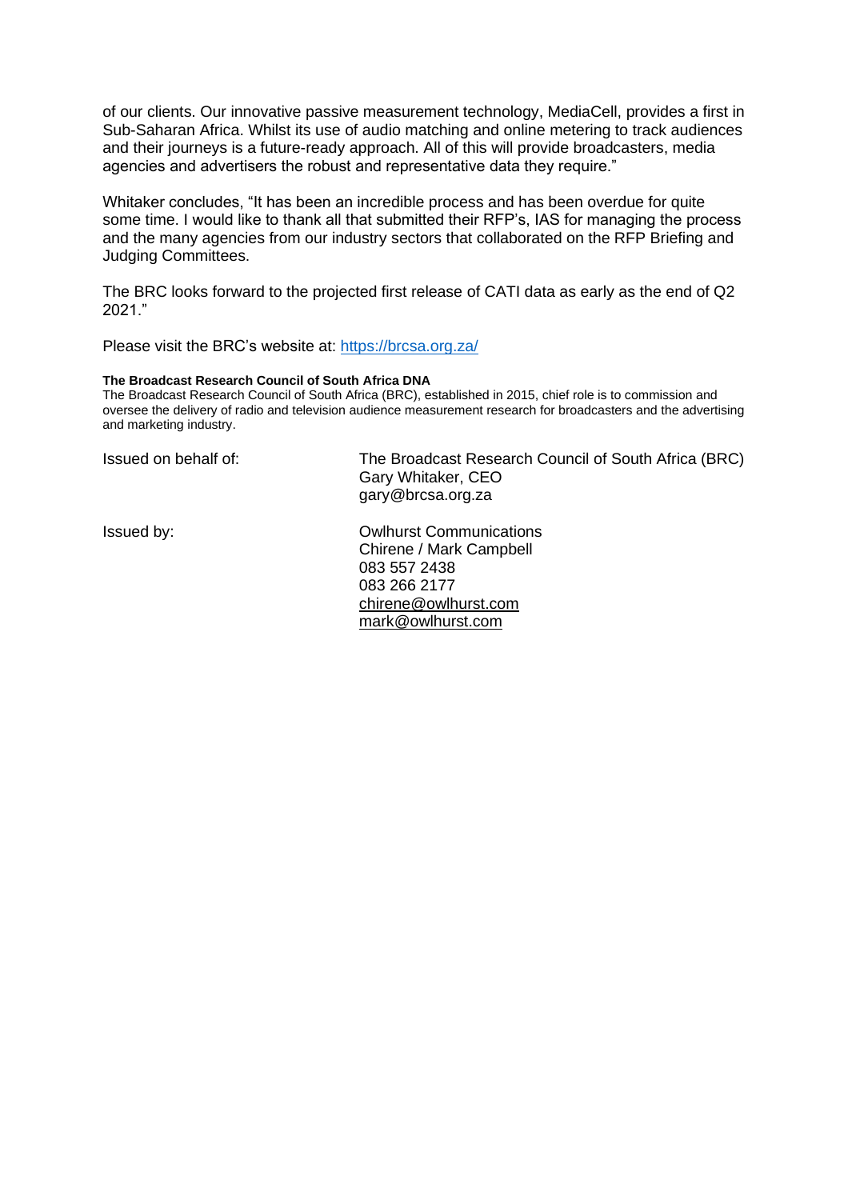of our clients. Our innovative passive measurement technology, MediaCell, provides a first in Sub-Saharan Africa. Whilst its use of audio matching and online metering to track audiences and their journeys is a future-ready approach. All of this will provide broadcasters, media agencies and advertisers the robust and representative data they require."

Whitaker concludes, "It has been an incredible process and has been overdue for quite some time. I would like to thank all that submitted their RFP's, IAS for managing the process and the many agencies from our industry sectors that collaborated on the RFP Briefing and Judging Committees.

The BRC looks forward to the projected first release of CATI data as early as the end of Q2 2021."

Please visit the BRC's website at: https://brcsa.org.za/

**The Broadcast Research Council of South Africa DNA**

The Broadcast Research Council of South Africa (BRC), established in 2015, chief role is to commission and oversee the delivery of radio and television audience measurement research for broadcasters and the advertising and marketing industry.

| | |
|---|---|
| Issued on behalf of: | The Broadcast Research Council of South Africa (BRC)<br>Gary Whitaker, CEO<br>gary@brcsa.org.za |
| Issued by: | Owlhurst Communications<br>Chirene / Mark Campbell<br>083 557 2438<br>083 266 2177<br>chirene@owlhurst.com<br>mark@owlhurst.com |